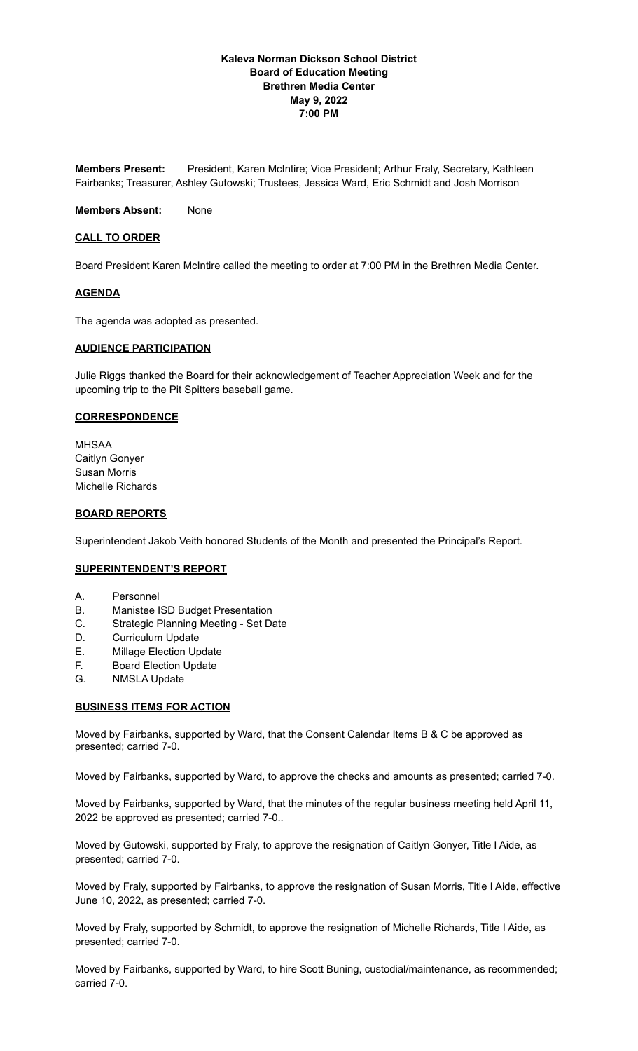**Kaleva Norman Dickson School District**
**Board of Education Meeting**
**Brethren Media Center**
**May 9, 2022**
**7:00 PM**

**Members Present:** President, Karen McIntire; Vice President; Arthur Fraly, Secretary, Kathleen Fairbanks; Treasurer, Ashley Gutowski; Trustees, Jessica Ward, Eric Schmidt and Josh Morrison

**Members Absent:** None

## CALL TO ORDER

Board President Karen McIntire called the meeting to order at 7:00 PM in the Brethren Media Center.

## AGENDA

The agenda was adopted as presented.

## AUDIENCE PARTICIPATION

Julie Riggs thanked the Board for their acknowledgement of Teacher Appreciation Week and for the upcoming trip to the Pit Spitters baseball game.

## CORRESPONDENCE

MHSAA
Caitlyn Gonyer
Susan Morris
Michelle Richards

## BOARD REPORTS

Superintendent Jakob Veith honored Students of the Month and presented the Principal's Report.

## SUPERINTENDENT'S REPORT

A. Personnel
B. Manistee ISD Budget Presentation
C. Strategic Planning Meeting - Set Date
D. Curriculum Update
E. Millage Election Update
F. Board Election Update
G. NMSLA Update

## BUSINESS ITEMS FOR ACTION

Moved by Fairbanks, supported by Ward, that the Consent Calendar Items B & C be approved as presented; carried 7-0.

Moved by Fairbanks, supported by Ward, to approve the checks and amounts as presented; carried 7-0.

Moved by Fairbanks, supported by Ward, that the minutes of the regular business meeting held April 11, 2022 be approved as presented; carried 7-0..

Moved by Gutowski, supported by Fraly, to approve the resignation of Caitlyn Gonyer, Title I Aide, as presented; carried 7-0.

Moved by Fraly, supported by Fairbanks, to approve the resignation of Susan Morris, Title I Aide, effective June 10, 2022, as presented; carried 7-0.

Moved by Fraly, supported by Schmidt, to approve the resignation of Michelle Richards, Title I Aide, as presented; carried 7-0.

Moved by Fairbanks, supported by Ward, to hire Scott Buning, custodial/maintenance, as recommended; carried 7-0.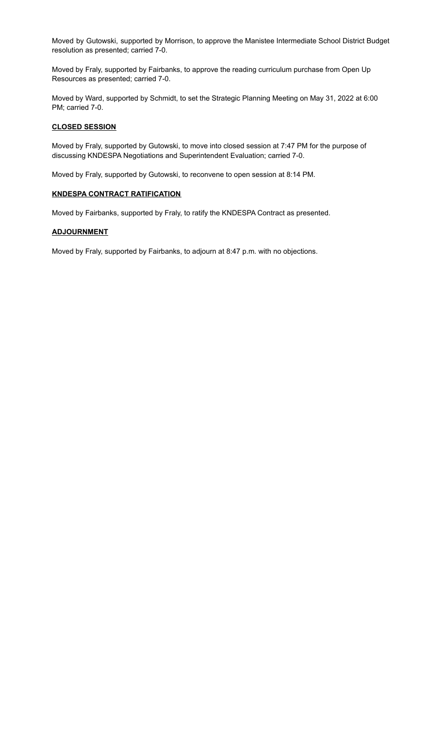Moved by Gutowski, supported by Morrison, to approve the Manistee Intermediate School District Budget resolution as presented; carried 7-0.

Moved by Fraly, supported by Fairbanks, to approve the reading curriculum purchase from Open Up Resources as presented; carried 7-0.

Moved by Ward, supported by Schmidt, to set the Strategic Planning Meeting on May 31, 2022 at 6:00 PM; carried 7-0.

**CLOSED SESSION**

Moved by Fraly, supported by Gutowski, to move into closed session at 7:47 PM for the purpose of discussing KNDESPA Negotiations and Superintendent Evaluation; carried 7-0.

Moved by Fraly, supported by Gutowski, to reconvene to open session at 8:14 PM.

**KNDESPA CONTRACT RATIFICATION**

Moved by Fairbanks, supported by Fraly, to ratify the KNDESPA Contract as presented.

**ADJOURNMENT**

Moved by Fraly, supported by Fairbanks, to adjourn at 8:47 p.m. with no objections.